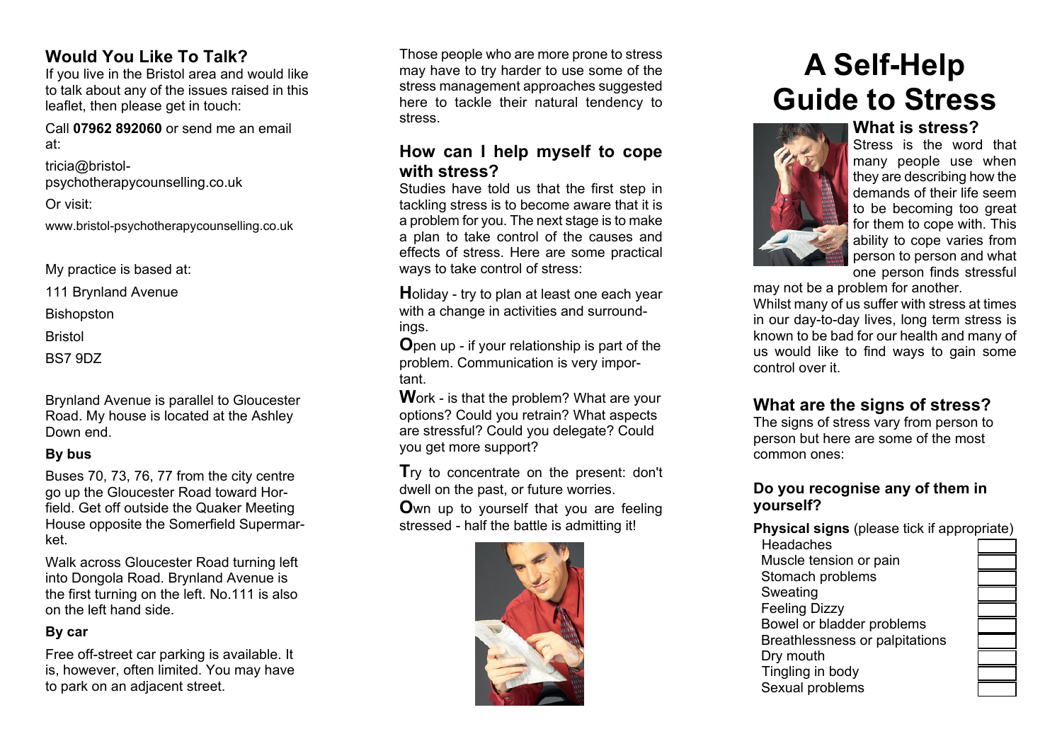## Would You Like To Talk?

If you live in the Bristol area and would like to talk about any of the issues raised in this leaflet, then please get in touch:

Call **07962 892060** or send me an email at:

tricia@bristol-psychotherapycounselling.co.uk

Or visit:

www.bristol-psychotherapycounselling.co.uk

My practice is based at:

111 Brynland Avenue

Bishopston

Bristol

BS7 9DZ

Brynland Avenue is parallel to Gloucester Road. My house is located at the Ashley Down end.

**By bus**

Buses 70, 73, 76, 77 from the city centre go up the Gloucester Road toward Horfield. Get off outside the Quaker Meeting House opposite the Somerfield Supermarket.

Walk across Gloucester Road turning left into Dongola Road. Brynland Avenue is the first turning on the left. No.111 is also on the left hand side.

**By car**

Free off-street car parking is available. It is, however, often limited. You may have to park on an adjacent street.

Those people who are more prone to stress may have to try harder to use some of the stress management approaches suggested here to tackle their natural tendency to stress.

## How can I help myself to cope with stress?

Studies have told us that the first step in tackling stress is to become aware that it is a problem for you. The next stage is to make a plan to take control of the causes and effects of stress. Here are some practical ways to take control of stress:

**H**oliday - try to plan at least one each year with a change in activities and surroundings.

**O**pen up - if your relationship is part of the problem. Communication is very important.

**W**ork - is that the problem? What are your options? Could you retrain? What aspects are stressful? Could you delegate? Could you get more support?

**T**ry to concentrate on the present: don't dwell on the past, or future worries.

**O**wn up to yourself that you are feeling stressed - half the battle is admitting it!

# A Self-Help Guide to Stress

## What is stress?

Stress is the word that many people use when they are describing how the demands of their life seem to be becoming too great for them to cope with. This ability to cope varies from person to person and what one person finds stressful may not be a problem for another.

Whilst many of us suffer with stress at times in our day-to-day lives, long term stress is known to be bad for our health and many of us would like to find ways to gain some control over it.

## What are the signs of stress?

The signs of stress vary from person to person but here are some of the most common ones:

### Do you recognise any of them in yourself?

**Physical signs** (please tick if appropriate)

- Headaches ☐
- Muscle tension or pain ☐
- Stomach problems ☐
- Sweating ☐
- Feeling Dizzy ☐
- Bowel or bladder problems ☐
- Breathlessness or palpitations ☐
- Dry mouth ☐
- Tingling in body ☐
- Sexual problems ☐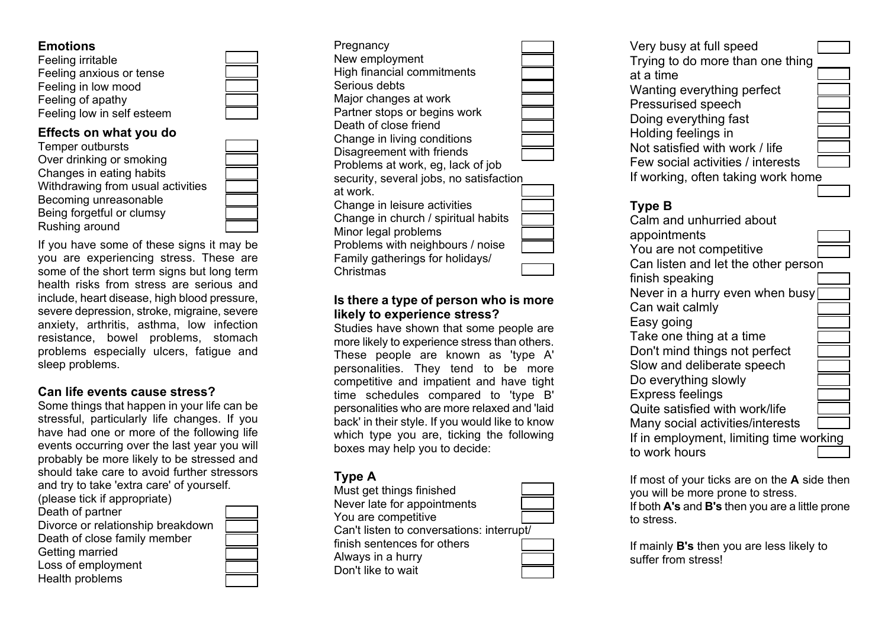## Emotions

- Feeling irritable
- Feeling anxious or tense
- Feeling in low mood
- Feeling of apathy
- Feeling low in self esteem

## Effects on what you do

- Temper outbursts
- Over drinking or smoking
- Changes in eating habits
- Withdrawing from usual activities
- Becoming unreasonable
- Being forgetful or clumsy
- Rushing around

If you have some of these signs it may be you are experiencing stress. These are some of the short term signs but long term health risks from stress are serious and include, heart disease, high blood pressure, severe depression, stroke, migraine, severe anxiety, arthritis, asthma, low infection resistance, bowel problems, stomach problems especially ulcers, fatigue and sleep problems.

## Can life events cause stress?

Some things that happen in your life can be stressful, particularly life changes. If you have had one or more of the following life events occurring over the last year you will probably be more likely to be stressed and should take care to avoid further stressors and try to take 'extra care' of yourself.

(please tick if appropriate)

- Death of partner
- Divorce or relationship breakdown
- Death of close family member
- Getting married
- Loss of employment
- Health problems
- Pregnancy
- New employment
- High financial commitments
- Serious debts
- Major changes at work
- Partner stops or begins work
- Death of close friend
- Change in living conditions
- Disagreement with friends
- Problems at work, eg, lack of job security, several jobs, no satisfaction at work.
- Change in leisure activities
- Change in church / spiritual habits
- Minor legal problems
- Problems with neighbours / noise
- Family gatherings for holidays/ Christmas

## Is there a type of person who is more likely to experience stress?

Studies have shown that some people are more likely to experience stress than others. These people are known as 'type A' personalities. They tend to be more competitive and impatient and have tight time schedules compared to 'type B' personalities who are more relaxed and 'laid back' in their style. If you would like to know which type you are, ticking the following boxes may help you to decide:

## Type A

- Must get things finished
- Never late for appointments
- You are competitive
- Can't listen to conversations: interrupt/ finish sentences for others
- Always in a hurry
- Don't like to wait
- Very busy at full speed
- Trying to do more than one thing at a time
- Wanting everything perfect
- Pressurised speech
- Doing everything fast
- Holding feelings in
- Not satisfied with work / life
- Few social activities / interests
- If working, often taking work home

## Type B

- Calm and unhurried about appointments
- You are not competitive
- Can listen and let the other person finish speaking
- Never in a hurry even when busy
- Can wait calmly
- Easy going
- Take one thing at a time
- Don't mind things not perfect
- Slow and deliberate speech
- Do everything slowly
- Express feelings
- Quite satisfied with work/life
- Many social activities/interests
- If in employment, limiting time working to work hours

If most of your ticks are on the **A** side then you will be more prone to stress.

If both **A's** and **B's** then you are a little prone to stress.

If mainly **B's** then you are less likely to suffer from stress!